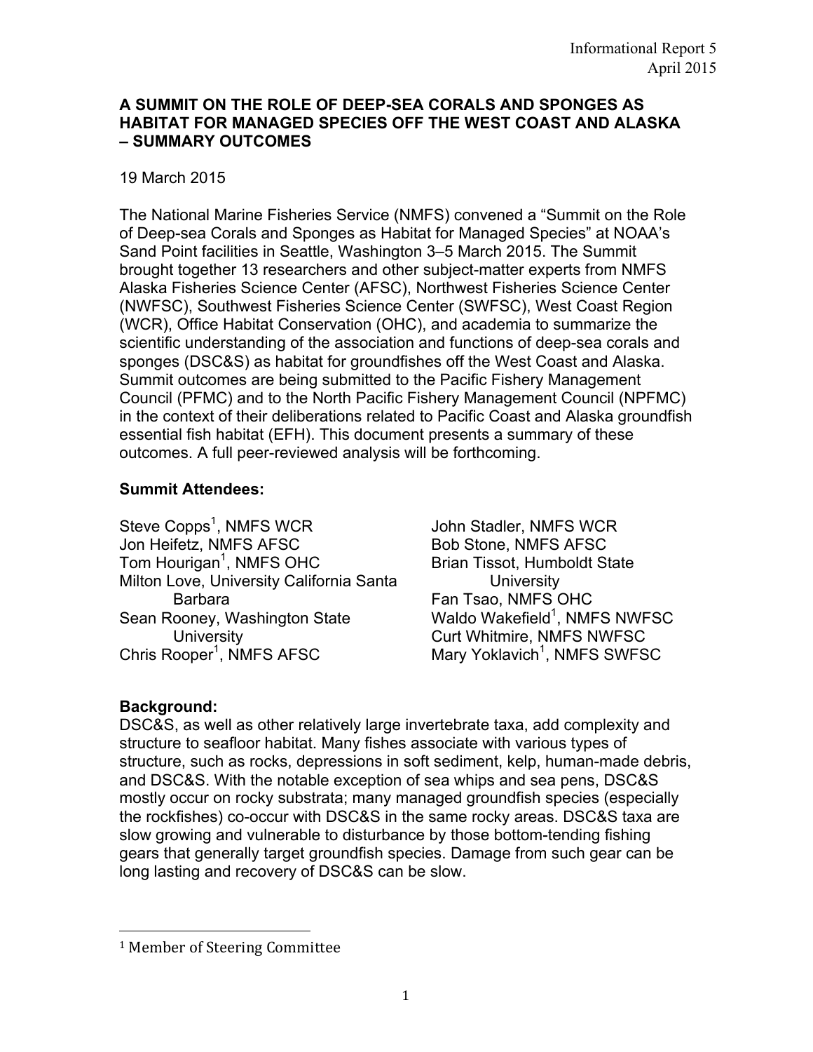Informational Report 5
April 2015

## A SUMMIT ON THE ROLE OF DEEP-SEA CORALS AND SPONGES AS HABITAT FOR MANAGED SPECIES OFF THE WEST COAST AND ALASKA – SUMMARY OUTCOMES

19 March 2015

The National Marine Fisheries Service (NMFS) convened a "Summit on the Role of Deep-sea Corals and Sponges as Habitat for Managed Species" at NOAA's Sand Point facilities in Seattle, Washington 3–5 March 2015. The Summit brought together 13 researchers and other subject-matter experts from NMFS Alaska Fisheries Science Center (AFSC), Northwest Fisheries Science Center (NWFSC), Southwest Fisheries Science Center (SWFSC), West Coast Region (WCR), Office Habitat Conservation (OHC), and academia to summarize the scientific understanding of the association and functions of deep-sea corals and sponges (DSC&S) as habitat for groundfishes off the West Coast and Alaska. Summit outcomes are being submitted to the Pacific Fishery Management Council (PFMC) and to the North Pacific Fishery Management Council (NPFMC) in the context of their deliberations related to Pacific Coast and Alaska groundfish essential fish habitat (EFH). This document presents a summary of these outcomes. A full peer-reviewed analysis will be forthcoming.

### Summit Attendees:

- Steve Copps[1], NMFS WCR
- Jon Heifetz, NMFS AFSC
- Tom Hourigan[1], NMFS OHC
- Milton Love, University California Santa Barbara
- Sean Rooney, Washington State University
- Chris Rooper[1], NMFS AFSC
- John Stadler, NMFS WCR
- Bob Stone, NMFS AFSC
- Brian Tissot, Humboldt State University
- Fan Tsao, NMFS OHC
- Waldo Wakefield[1], NMFS NWFSC
- Curt Whitmire, NMFS NWFSC
- Mary Yoklavich[1], NMFS SWFSC

### Background:

DSC&S, as well as other relatively large invertebrate taxa, add complexity and structure to seafloor habitat. Many fishes associate with various types of structure, such as rocks, depressions in soft sediment, kelp, human-made debris, and DSC&S. With the notable exception of sea whips and sea pens, DSC&S mostly occur on rocky substrata; many managed groundfish species (especially the rockfishes) co-occur with DSC&S in the same rocky areas. DSC&S taxa are slow growing and vulnerable to disturbance by those bottom-tending fishing gears that generally target groundfish species. Damage from such gear can be long lasting and recovery of DSC&S can be slow.

---

[1] Member of Steering Committee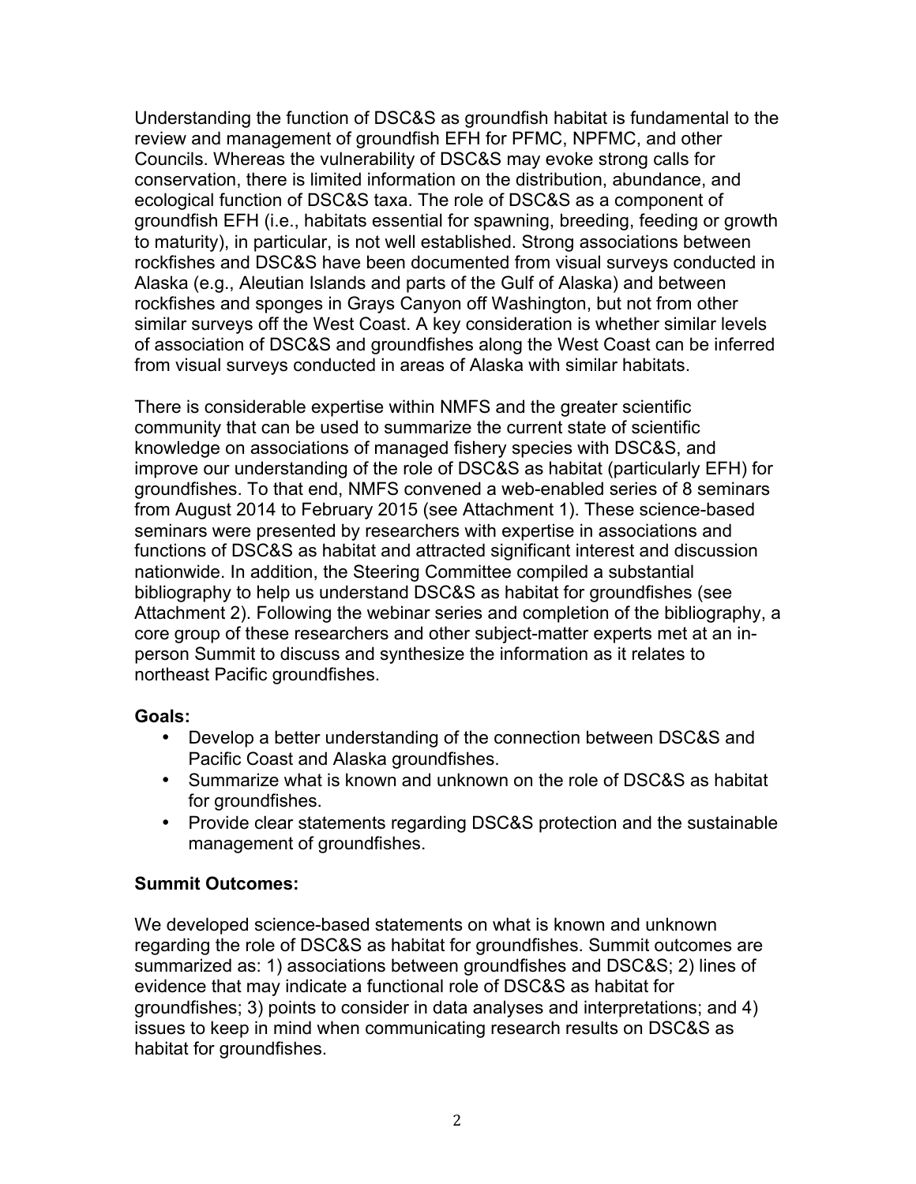Understanding the function of DSC&S as groundfish habitat is fundamental to the review and management of groundfish EFH for PFMC, NPFMC, and other Councils. Whereas the vulnerability of DSC&S may evoke strong calls for conservation, there is limited information on the distribution, abundance, and ecological function of DSC&S taxa. The role of DSC&S as a component of groundfish EFH (i.e., habitats essential for spawning, breeding, feeding or growth to maturity), in particular, is not well established. Strong associations between rockfishes and DSC&S have been documented from visual surveys conducted in Alaska (e.g., Aleutian Islands and parts of the Gulf of Alaska) and between rockfishes and sponges in Grays Canyon off Washington, but not from other similar surveys off the West Coast. A key consideration is whether similar levels of association of DSC&S and groundfishes along the West Coast can be inferred from visual surveys conducted in areas of Alaska with similar habitats.

There is considerable expertise within NMFS and the greater scientific community that can be used to summarize the current state of scientific knowledge on associations of managed fishery species with DSC&S, and improve our understanding of the role of DSC&S as habitat (particularly EFH) for groundfishes. To that end, NMFS convened a web-enabled series of 8 seminars from August 2014 to February 2015 (see Attachment 1). These science-based seminars were presented by researchers with expertise in associations and functions of DSC&S as habitat and attracted significant interest and discussion nationwide. In addition, the Steering Committee compiled a substantial bibliography to help us understand DSC&S as habitat for groundfishes (see Attachment 2). Following the webinar series and completion of the bibliography, a core group of these researchers and other subject-matter experts met at an in-person Summit to discuss and synthesize the information as it relates to northeast Pacific groundfishes.

**Goals:**

- Develop a better understanding of the connection between DSC&S and Pacific Coast and Alaska groundfishes.
- Summarize what is known and unknown on the role of DSC&S as habitat for groundfishes.
- Provide clear statements regarding DSC&S protection and the sustainable management of groundfishes.

**Summit Outcomes:**

We developed science-based statements on what is known and unknown regarding the role of DSC&S as habitat for groundfishes. Summit outcomes are summarized as: 1) associations between groundfishes and DSC&S; 2) lines of evidence that may indicate a functional role of DSC&S as habitat for groundfishes; 3) points to consider in data analyses and interpretations; and 4) issues to keep in mind when communicating research results on DSC&S as habitat for groundfishes.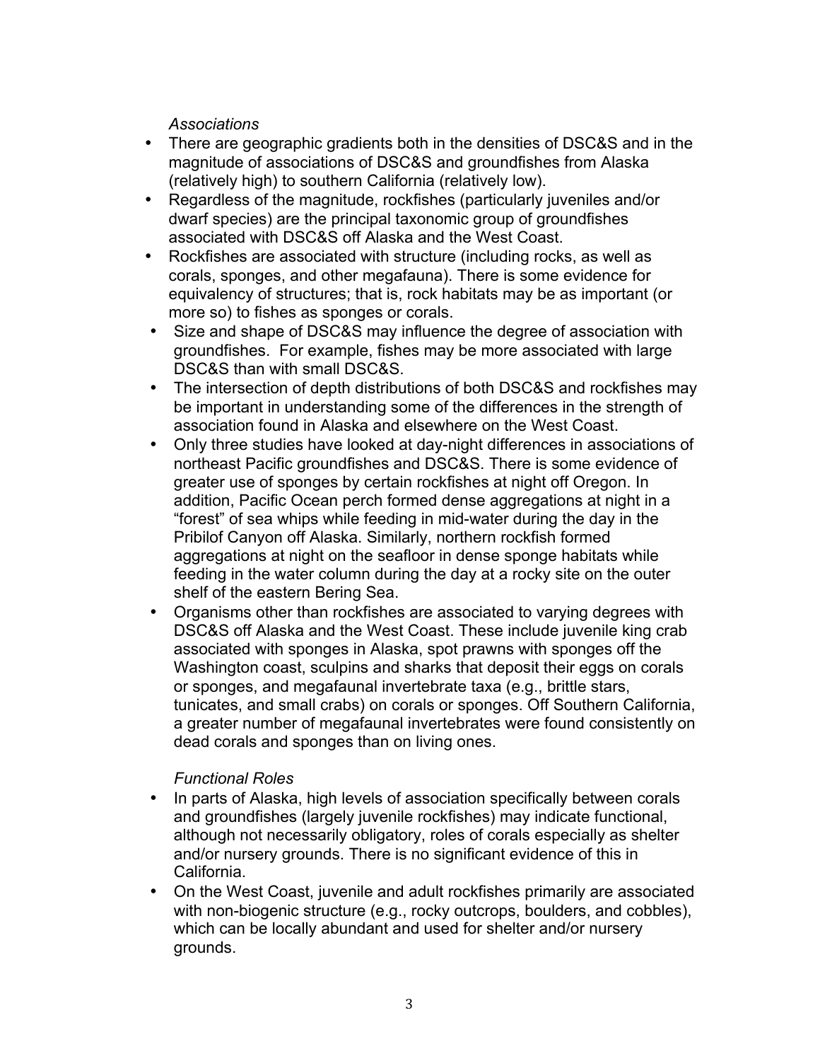*Associations*

- There are geographic gradients both in the densities of DSC&S and in the magnitude of associations of DSC&S and groundfishes from Alaska (relatively high) to southern California (relatively low).
- Regardless of the magnitude, rockfishes (particularly juveniles and/or dwarf species) are the principal taxonomic group of groundfishes associated with DSC&S off Alaska and the West Coast.
- Rockfishes are associated with structure (including rocks, as well as corals, sponges, and other megafauna). There is some evidence for equivalency of structures; that is, rock habitats may be as important (or more so) to fishes as sponges or corals.
- Size and shape of DSC&S may influence the degree of association with groundfishes. For example, fishes may be more associated with large DSC&S than with small DSC&S.
- The intersection of depth distributions of both DSC&S and rockfishes may be important in understanding some of the differences in the strength of association found in Alaska and elsewhere on the West Coast.
- Only three studies have looked at day-night differences in associations of northeast Pacific groundfishes and DSC&S. There is some evidence of greater use of sponges by certain rockfishes at night off Oregon. In addition, Pacific Ocean perch formed dense aggregations at night in a "forest" of sea whips while feeding in mid-water during the day in the Pribilof Canyon off Alaska. Similarly, northern rockfish formed aggregations at night on the seafloor in dense sponge habitats while feeding in the water column during the day at a rocky site on the outer shelf of the eastern Bering Sea.
- Organisms other than rockfishes are associated to varying degrees with DSC&S off Alaska and the West Coast. These include juvenile king crab associated with sponges in Alaska, spot prawns with sponges off the Washington coast, sculpins and sharks that deposit their eggs on corals or sponges, and megafaunal invertebrate taxa (e.g., brittle stars, tunicates, and small crabs) on corals or sponges. Off Southern California, a greater number of megafaunal invertebrates were found consistently on dead corals and sponges than on living ones.

*Functional Roles*

- In parts of Alaska, high levels of association specifically between corals and groundfishes (largely juvenile rockfishes) may indicate functional, although not necessarily obligatory, roles of corals especially as shelter and/or nursery grounds. There is no significant evidence of this in California.
- On the West Coast, juvenile and adult rockfishes primarily are associated with non-biogenic structure (e.g., rocky outcrops, boulders, and cobbles), which can be locally abundant and used for shelter and/or nursery grounds.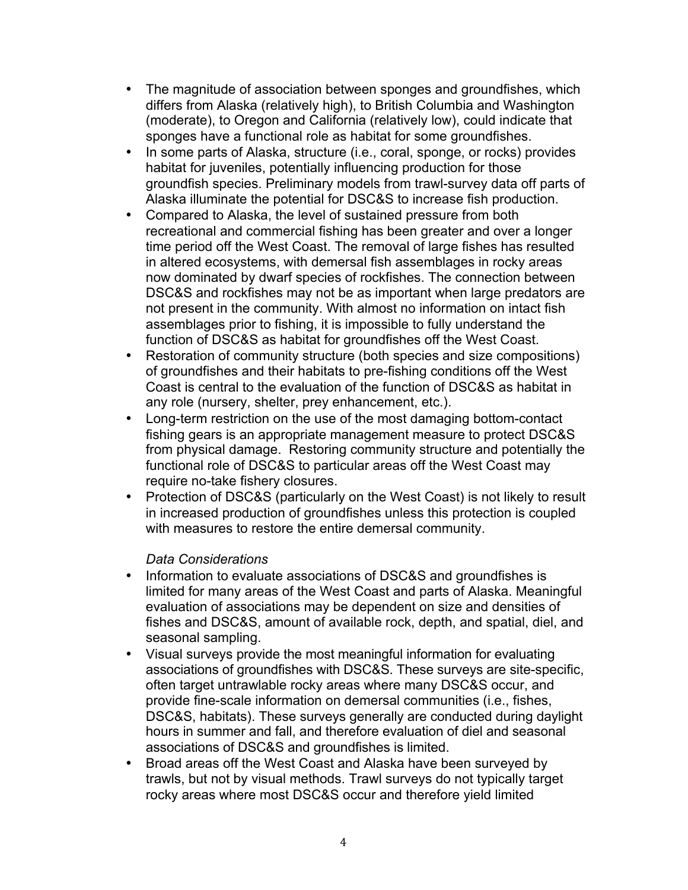- The magnitude of association between sponges and groundfishes, which differs from Alaska (relatively high), to British Columbia and Washington (moderate), to Oregon and California (relatively low), could indicate that sponges have a functional role as habitat for some groundfishes.
- In some parts of Alaska, structure (i.e., coral, sponge, or rocks) provides habitat for juveniles, potentially influencing production for those groundfish species. Preliminary models from trawl-survey data off parts of Alaska illuminate the potential for DSC&S to increase fish production.
- Compared to Alaska, the level of sustained pressure from both recreational and commercial fishing has been greater and over a longer time period off the West Coast. The removal of large fishes has resulted in altered ecosystems, with demersal fish assemblages in rocky areas now dominated by dwarf species of rockfishes. The connection between DSC&S and rockfishes may not be as important when large predators are not present in the community. With almost no information on intact fish assemblages prior to fishing, it is impossible to fully understand the function of DSC&S as habitat for groundfishes off the West Coast.
- Restoration of community structure (both species and size compositions) of groundfishes and their habitats to pre-fishing conditions off the West Coast is central to the evaluation of the function of DSC&S as habitat in any role (nursery, shelter, prey enhancement, etc.).
- Long-term restriction on the use of the most damaging bottom-contact fishing gears is an appropriate management measure to protect DSC&S from physical damage. Restoring community structure and potentially the functional role of DSC&S to particular areas off the West Coast may require no-take fishery closures.
- Protection of DSC&S (particularly on the West Coast) is not likely to result in increased production of groundfishes unless this protection is coupled with measures to restore the entire demersal community.

*Data Considerations*

- Information to evaluate associations of DSC&S and groundfishes is limited for many areas of the West Coast and parts of Alaska. Meaningful evaluation of associations may be dependent on size and densities of fishes and DSC&S, amount of available rock, depth, and spatial, diel, and seasonal sampling.
- Visual surveys provide the most meaningful information for evaluating associations of groundfishes with DSC&S. These surveys are site-specific, often target untrawlable rocky areas where many DSC&S occur, and provide fine-scale information on demersal communities (i.e., fishes, DSC&S, habitats). These surveys generally are conducted during daylight hours in summer and fall, and therefore evaluation of diel and seasonal associations of DSC&S and groundfishes is limited.
- Broad areas off the West Coast and Alaska have been surveyed by trawls, but not by visual methods. Trawl surveys do not typically target rocky areas where most DSC&S occur and therefore yield limited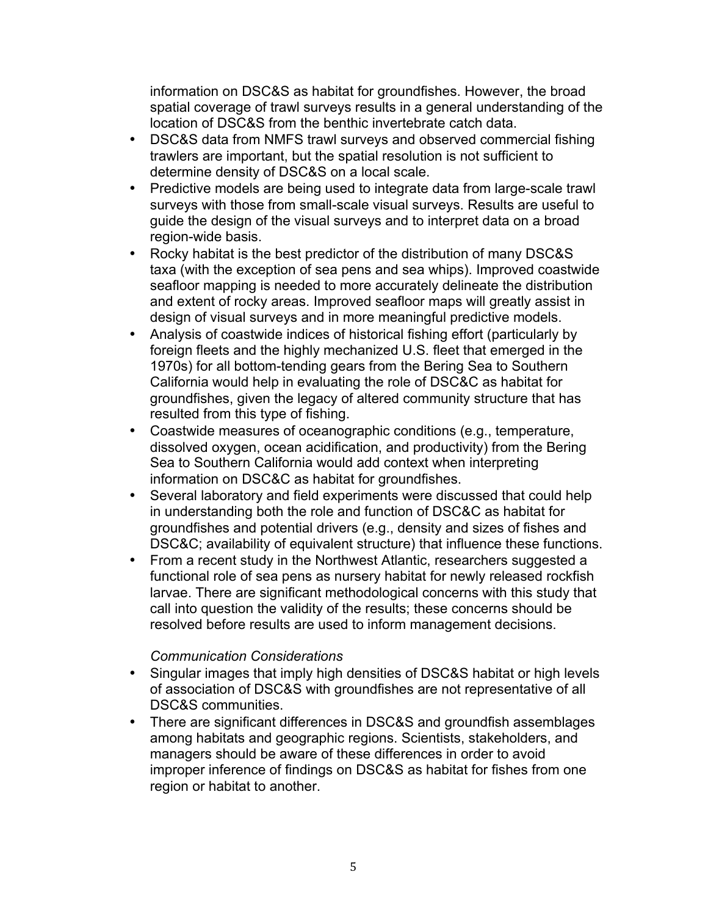information on DSC&S as habitat for groundfishes. However, the broad spatial coverage of trawl surveys results in a general understanding of the location of DSC&S from the benthic invertebrate catch data.

- DSC&S data from NMFS trawl surveys and observed commercial fishing trawlers are important, but the spatial resolution is not sufficient to determine density of DSC&S on a local scale.
- Predictive models are being used to integrate data from large-scale trawl surveys with those from small-scale visual surveys. Results are useful to guide the design of the visual surveys and to interpret data on a broad region-wide basis.
- Rocky habitat is the best predictor of the distribution of many DSC&S taxa (with the exception of sea pens and sea whips). Improved coastwide seafloor mapping is needed to more accurately delineate the distribution and extent of rocky areas. Improved seafloor maps will greatly assist in design of visual surveys and in more meaningful predictive models.
- Analysis of coastwide indices of historical fishing effort (particularly by foreign fleets and the highly mechanized U.S. fleet that emerged in the 1970s) for all bottom-tending gears from the Bering Sea to Southern California would help in evaluating the role of DSC&C as habitat for groundfishes, given the legacy of altered community structure that has resulted from this type of fishing.
- Coastwide measures of oceanographic conditions (e.g., temperature, dissolved oxygen, ocean acidification, and productivity) from the Bering Sea to Southern California would add context when interpreting information on DSC&C as habitat for groundfishes.
- Several laboratory and field experiments were discussed that could help in understanding both the role and function of DSC&C as habitat for groundfishes and potential drivers (e.g., density and sizes of fishes and DSC&C; availability of equivalent structure) that influence these functions.
- From a recent study in the Northwest Atlantic, researchers suggested a functional role of sea pens as nursery habitat for newly released rockfish larvae. There are significant methodological concerns with this study that call into question the validity of the results; these concerns should be resolved before results are used to inform management decisions.

*Communication Considerations*

- Singular images that imply high densities of DSC&S habitat or high levels of association of DSC&S with groundfishes are not representative of all DSC&S communities.
- There are significant differences in DSC&S and groundfish assemblages among habitats and geographic regions. Scientists, stakeholders, and managers should be aware of these differences in order to avoid improper inference of findings on DSC&S as habitat for fishes from one region or habitat to another.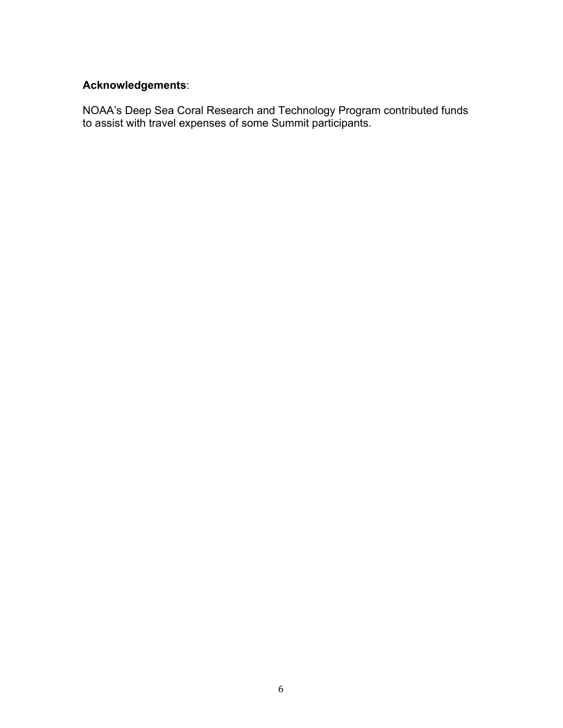**Acknowledgements**:

NOAA's Deep Sea Coral Research and Technology Program contributed funds to assist with travel expenses of some Summit participants.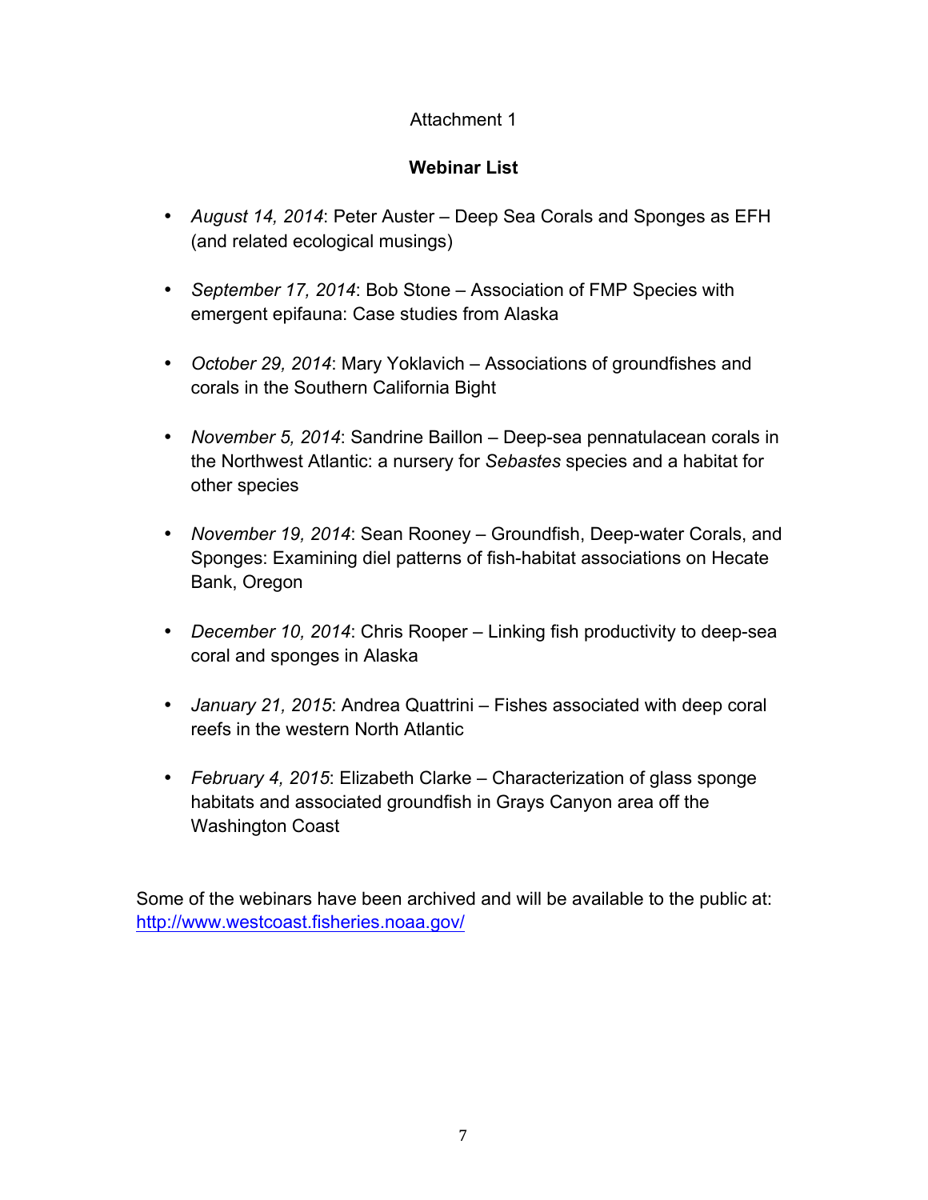Attachment 1

**Webinar List**

- *August 14, 2014*: Peter Auster – Deep Sea Corals and Sponges as EFH (and related ecological musings)
- *September 17, 2014*: Bob Stone – Association of FMP Species with emergent epifauna: Case studies from Alaska
- *October 29, 2014*: Mary Yoklavich – Associations of groundfishes and corals in the Southern California Bight
- *November 5, 2014*: Sandrine Baillon – Deep-sea pennatulacean corals in the Northwest Atlantic: a nursery for *Sebastes* species and a habitat for other species
- *November 19, 2014*: Sean Rooney – Groundfish, Deep-water Corals, and Sponges: Examining diel patterns of fish-habitat associations on Hecate Bank, Oregon
- *December 10, 2014*: Chris Rooper – Linking fish productivity to deep-sea coral and sponges in Alaska
- *January 21, 2015*: Andrea Quattrini – Fishes associated with deep coral reefs in the western North Atlantic
- *February 4, 2015*: Elizabeth Clarke – Characterization of glass sponge habitats and associated groundfish in Grays Canyon area off the Washington Coast

Some of the webinars have been archived and will be available to the public at: http://www.westcoast.fisheries.noaa.gov/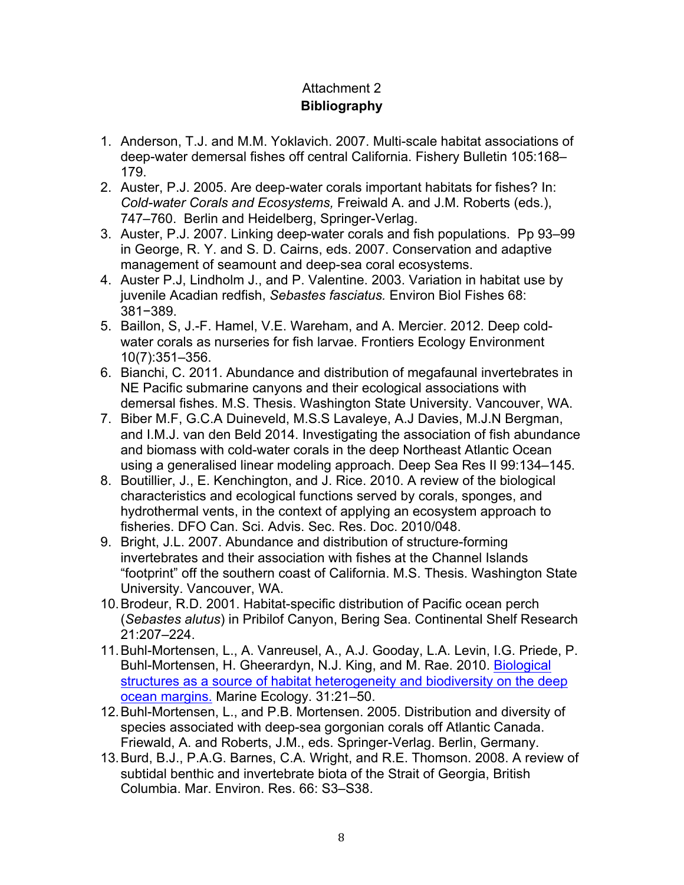Attachment 2

**Bibliography**

1. Anderson, T.J. and M.M. Yoklavich. 2007. Multi-scale habitat associations of deep-water demersal fishes off central California. Fishery Bulletin 105:168–179.
2. Auster, P.J. 2005. Are deep-water corals important habitats for fishes? In: *Cold-water Corals and Ecosystems,* Freiwald A. and J.M. Roberts (eds.), 747–760. Berlin and Heidelberg, Springer-Verlag.
3. Auster, P.J. 2007. Linking deep-water corals and fish populations. Pp 93–99 in George, R. Y. and S. D. Cairns, eds. 2007. Conservation and adaptive management of seamount and deep-sea coral ecosystems.
4. Auster P.J, Lindholm J., and P. Valentine. 2003. Variation in habitat use by juvenile Acadian redfish, *Sebastes fasciatus.* Environ Biol Fishes 68: 381−389.
5. Baillon, S, J.-F. Hamel, V.E. Wareham, and A. Mercier. 2012. Deep cold-water corals as nurseries for fish larvae. Frontiers Ecology Environment 10(7):351–356.
6. Bianchi, C. 2011. Abundance and distribution of megafaunal invertebrates in NE Pacific submarine canyons and their ecological associations with demersal fishes. M.S. Thesis. Washington State University. Vancouver, WA.
7. Biber M.F, G.C.A Duineveld, M.S.S Lavaleye, A.J Davies, M.J.N Bergman, and I.M.J. van den Beld 2014. Investigating the association of fish abundance and biomass with cold-water corals in the deep Northeast Atlantic Ocean using a generalised linear modeling approach. Deep Sea Res II 99:134–145.
8. Boutillier, J., E. Kenchington, and J. Rice. 2010. A review of the biological characteristics and ecological functions served by corals, sponges, and hydrothermal vents, in the context of applying an ecosystem approach to fisheries. DFO Can. Sci. Advis. Sec. Res. Doc. 2010/048.
9. Bright, J.L. 2007. Abundance and distribution of structure-forming invertebrates and their association with fishes at the Channel Islands "footprint" off the southern coast of California. M.S. Thesis. Washington State University. Vancouver, WA.
10. Brodeur, R.D. 2001. Habitat-specific distribution of Pacific ocean perch (*Sebastes alutus*) in Pribilof Canyon, Bering Sea. Continental Shelf Research 21:207–224.
11. Buhl-Mortensen, L., A. Vanreusel, A., A.J. Gooday, L.A. Levin, I.G. Priede, P. Buhl-Mortensen, H. Gheerardyn, N.J. King, and M. Rae. 2010. Biological structures as a source of habitat heterogeneity and biodiversity on the deep ocean margins. Marine Ecology. 31:21–50.
12. Buhl-Mortensen, L., and P.B. Mortensen. 2005. Distribution and diversity of species associated with deep-sea gorgonian corals off Atlantic Canada. Friewald, A. and Roberts, J.M., eds. Springer-Verlag. Berlin, Germany.
13. Burd, B.J., P.A.G. Barnes, C.A. Wright, and R.E. Thomson. 2008. A review of subtidal benthic and invertebrate biota of the Strait of Georgia, British Columbia. Mar. Environ. Res. 66: S3–S38.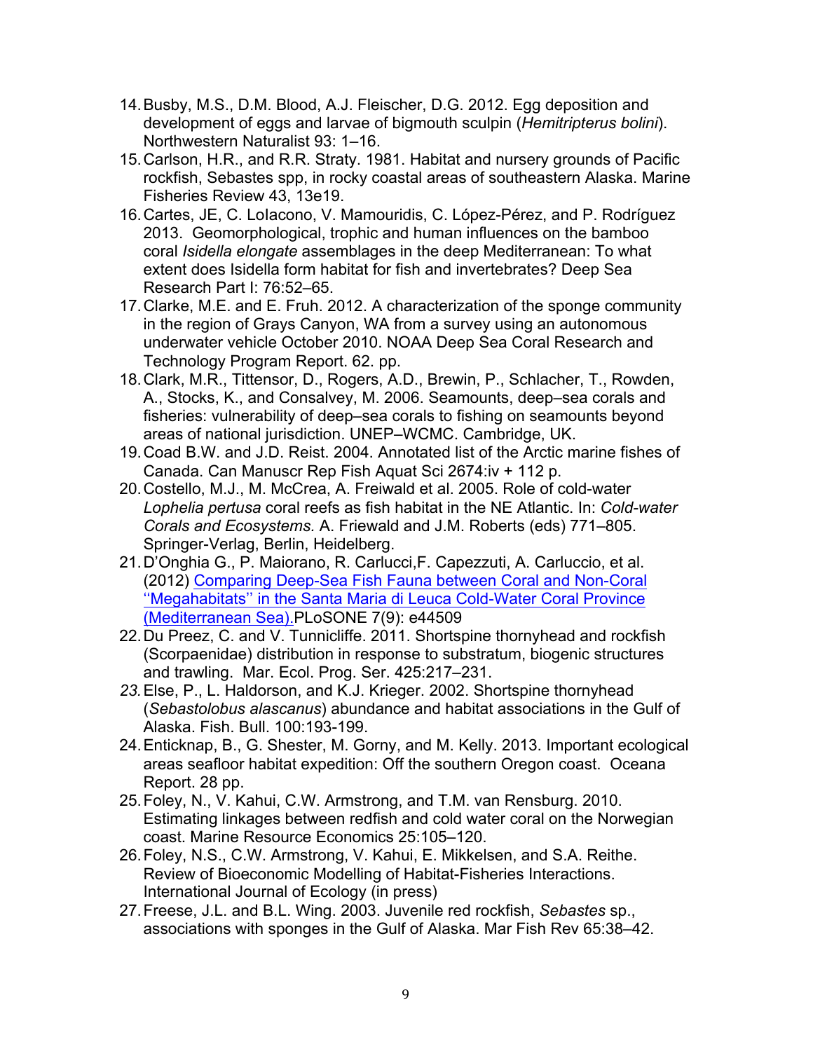14. Busby, M.S., D.M. Blood, A.J. Fleischer, D.G. 2012. Egg deposition and development of eggs and larvae of bigmouth sculpin (*Hemitripterus bolini*). Northwestern Naturalist 93: 1–16.
15. Carlson, H.R., and R.R. Straty. 1981. Habitat and nursery grounds of Pacific rockfish, Sebastes spp, in rocky coastal areas of southeastern Alaska. Marine Fisheries Review 43, 13e19.
16. Cartes, JE, C. LoIacono, V. Mamouridis, C. López-Pérez, and P. Rodríguez 2013. Geomorphological, trophic and human influences on the bamboo coral *Isidella elongate* assemblages in the deep Mediterranean: To what extent does Isidella form habitat for fish and invertebrates? Deep Sea Research Part I: 76:52–65.
17. Clarke, M.E. and E. Fruh. 2012. A characterization of the sponge community in the region of Grays Canyon, WA from a survey using an autonomous underwater vehicle October 2010. NOAA Deep Sea Coral Research and Technology Program Report. 62. pp.
18. Clark, M.R., Tittensor, D., Rogers, A.D., Brewin, P., Schlacher, T., Rowden, A., Stocks, K., and Consalvey, M. 2006. Seamounts, deep–sea corals and fisheries: vulnerability of deep–sea corals to fishing on seamounts beyond areas of national jurisdiction. UNEP–WCMC. Cambridge, UK.
19. Coad B.W. and J.D. Reist. 2004. Annotated list of the Arctic marine fishes of Canada. Can Manuscr Rep Fish Aquat Sci 2674:iv + 112 p.
20. Costello, M.J., M. McCrea, A. Freiwald et al. 2005. Role of cold-water *Lophelia pertusa* coral reefs as fish habitat in the NE Atlantic. In: *Cold-water Corals and Ecosystems.* A. Friewald and J.M. Roberts (eds) 771–805. Springer-Verlag, Berlin, Heidelberg.
21. D'Onghia G., P. Maiorano, R. Carlucci,F. Capezzuti, A. Carluccio, et al. (2012) Comparing Deep-Sea Fish Fauna between Coral and Non-Coral ''Megahabitats'' in the Santa Maria di Leuca Cold-Water Coral Province (Mediterranean Sea).PLoSONE 7(9): e44509
22. Du Preez, C. and V. Tunnicliffe. 2011. Shortspine thornyhead and rockfish (Scorpaenidae) distribution in response to substratum, biogenic structures and trawling. Mar. Ecol. Prog. Ser. 425:217–231.
23. Else, P., L. Haldorson, and K.J. Krieger. 2002. Shortspine thornyhead (*Sebastolobus alascanus*) abundance and habitat associations in the Gulf of Alaska. Fish. Bull. 100:193-199.
24. Enticknap, B., G. Shester, M. Gorny, and M. Kelly. 2013. Important ecological areas seafloor habitat expedition: Off the southern Oregon coast. Oceana Report. 28 pp.
25. Foley, N., V. Kahui, C.W. Armstrong, and T.M. van Rensburg. 2010. Estimating linkages between redfish and cold water coral on the Norwegian coast. Marine Resource Economics 25:105–120.
26. Foley, N.S., C.W. Armstrong, V. Kahui, E. Mikkelsen, and S.A. Reithe. Review of Bioeconomic Modelling of Habitat-Fisheries Interactions. International Journal of Ecology (in press)
27. Freese, J.L. and B.L. Wing. 2003. Juvenile red rockfish, *Sebastes* sp., associations with sponges in the Gulf of Alaska. Mar Fish Rev 65:38–42.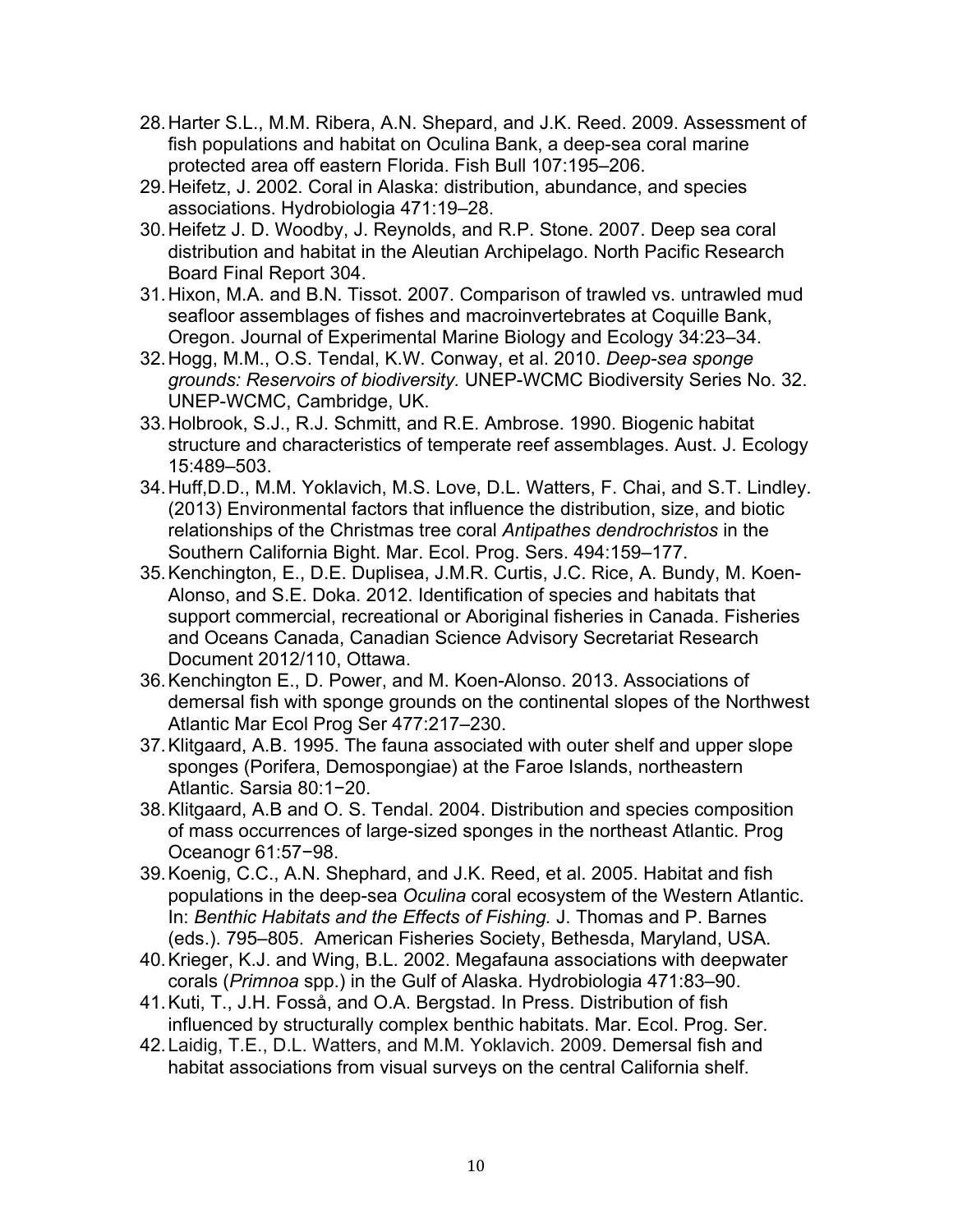28. Harter S.L., M.M. Ribera, A.N. Shepard, and J.K. Reed. 2009. Assessment of fish populations and habitat on Oculina Bank, a deep-sea coral marine protected area off eastern Florida. Fish Bull 107:195–206.
29. Heifetz, J. 2002. Coral in Alaska: distribution, abundance, and species associations. Hydrobiologia 471:19–28.
30. Heifetz J. D. Woodby, J. Reynolds, and R.P. Stone. 2007. Deep sea coral distribution and habitat in the Aleutian Archipelago. North Pacific Research Board Final Report 304.
31. Hixon, M.A. and B.N. Tissot. 2007. Comparison of trawled vs. untrawled mud seafloor assemblages of fishes and macroinvertebrates at Coquille Bank, Oregon. Journal of Experimental Marine Biology and Ecology 34:23–34.
32. Hogg, M.M., O.S. Tendal, K.W. Conway, et al. 2010. *Deep-sea sponge grounds: Reservoirs of biodiversity.* UNEP-WCMC Biodiversity Series No. 32. UNEP-WCMC, Cambridge, UK.
33. Holbrook, S.J., R.J. Schmitt, and R.E. Ambrose. 1990. Biogenic habitat structure and characteristics of temperate reef assemblages. Aust. J. Ecology 15:489–503.
34. Huff,D.D., M.M. Yoklavich, M.S. Love, D.L. Watters, F. Chai, and S.T. Lindley. (2013) Environmental factors that influence the distribution, size, and biotic relationships of the Christmas tree coral *Antipathes dendrochristos* in the Southern California Bight. Mar. Ecol. Prog. Sers. 494:159–177.
35. Kenchington, E., D.E. Duplisea, J.M.R. Curtis, J.C. Rice, A. Bundy, M. Koen-Alonso, and S.E. Doka. 2012. Identification of species and habitats that support commercial, recreational or Aboriginal fisheries in Canada. Fisheries and Oceans Canada, Canadian Science Advisory Secretariat Research Document 2012/110, Ottawa.
36. Kenchington E., D. Power, and M. Koen-Alonso. 2013. Associations of demersal fish with sponge grounds on the continental slopes of the Northwest Atlantic Mar Ecol Prog Ser 477:217–230.
37. Klitgaard, A.B. 1995. The fauna associated with outer shelf and upper slope sponges (Porifera, Demospongiae) at the Faroe Islands, northeastern Atlantic. Sarsia 80:1−20.
38. Klitgaard, A.B and O. S. Tendal. 2004. Distribution and species composition of mass occurrences of large-sized sponges in the northeast Atlantic. Prog Oceanogr 61:57−98.
39. Koenig, C.C., A.N. Shephard, and J.K. Reed, et al. 2005. Habitat and fish populations in the deep-sea *Oculina* coral ecosystem of the Western Atlantic. In: *Benthic Habitats and the Effects of Fishing.* J. Thomas and P. Barnes (eds.). 795–805. American Fisheries Society, Bethesda, Maryland, USA.
40. Krieger, K.J. and Wing, B.L. 2002. Megafauna associations with deepwater corals (*Primnoa* spp.) in the Gulf of Alaska. Hydrobiologia 471:83–90.
41. Kuti, T., J.H. Fosså, and O.A. Bergstad. In Press. Distribution of fish influenced by structurally complex benthic habitats. Mar. Ecol. Prog. Ser.
42. Laidig, T.E., D.L. Watters, and M.M. Yoklavich. 2009. Demersal fish and habitat associations from visual surveys on the central California shelf.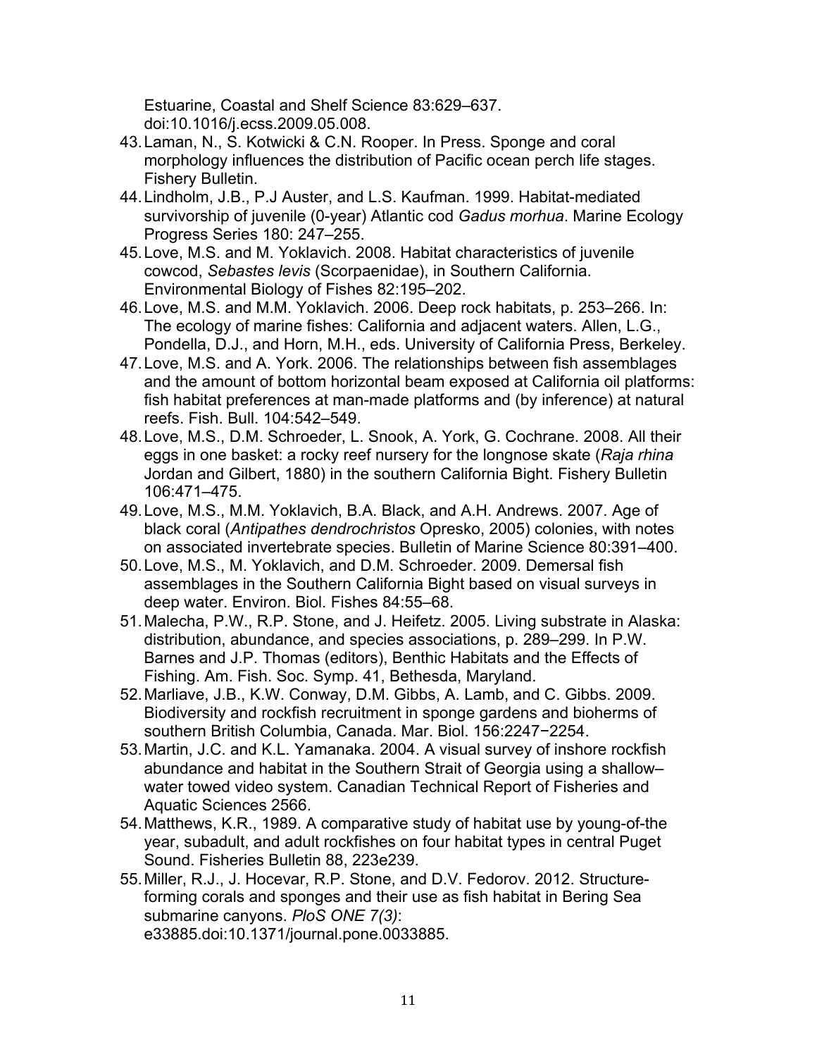Estuarine, Coastal and Shelf Science 83:629–637. doi:10.1016/j.ecss.2009.05.008.

43. Laman, N., S. Kotwicki & C.N. Rooper. In Press. Sponge and coral morphology influences the distribution of Pacific ocean perch life stages. Fishery Bulletin.
44. Lindholm, J.B., P.J Auster, and L.S. Kaufman. 1999. Habitat-mediated survivorship of juvenile (0-year) Atlantic cod *Gadus morhua*. Marine Ecology Progress Series 180: 247–255.
45. Love, M.S. and M. Yoklavich. 2008. Habitat characteristics of juvenile cowcod, *Sebastes levis* (Scorpaenidae), in Southern California. Environmental Biology of Fishes 82:195–202.
46. Love, M.S. and M.M. Yoklavich. 2006. Deep rock habitats, p. 253–266. In: The ecology of marine fishes: California and adjacent waters. Allen, L.G., Pondella, D.J., and Horn, M.H., eds. University of California Press, Berkeley.
47. Love, M.S. and A. York. 2006. The relationships between fish assemblages and the amount of bottom horizontal beam exposed at California oil platforms: fish habitat preferences at man-made platforms and (by inference) at natural reefs. Fish. Bull. 104:542–549.
48. Love, M.S., D.M. Schroeder, L. Snook, A. York, G. Cochrane. 2008. All their eggs in one basket: a rocky reef nursery for the longnose skate (*Raja rhina* Jordan and Gilbert, 1880) in the southern California Bight. Fishery Bulletin 106:471–475.
49. Love, M.S., M.M. Yoklavich, B.A. Black, and A.H. Andrews. 2007. Age of black coral (*Antipathes dendrochristos* Opresko, 2005) colonies, with notes on associated invertebrate species. Bulletin of Marine Science 80:391–400.
50. Love, M.S., M. Yoklavich, and D.M. Schroeder. 2009. Demersal fish assemblages in the Southern California Bight based on visual surveys in deep water. Environ. Biol. Fishes 84:55–68.
51. Malecha, P.W., R.P. Stone, and J. Heifetz. 2005. Living substrate in Alaska: distribution, abundance, and species associations, p. 289–299. In P.W. Barnes and J.P. Thomas (editors), Benthic Habitats and the Effects of Fishing. Am. Fish. Soc. Symp. 41, Bethesda, Maryland.
52. Marliave, J.B., K.W. Conway, D.M. Gibbs, A. Lamb, and C. Gibbs. 2009. Biodiversity and rockfish recruitment in sponge gardens and bioherms of southern British Columbia, Canada. Mar. Biol. 156:2247−2254.
53. Martin, J.C. and K.L. Yamanaka. 2004. A visual survey of inshore rockfish abundance and habitat in the Southern Strait of Georgia using a shallow–water towed video system. Canadian Technical Report of Fisheries and Aquatic Sciences 2566.
54. Matthews, K.R., 1989. A comparative study of habitat use by young-of-the year, subadult, and adult rockfishes on four habitat types in central Puget Sound. Fisheries Bulletin 88, 223e239.
55. Miller, R.J., J. Hocevar, R.P. Stone, and D.V. Fedorov. 2012. Structure-forming corals and sponges and their use as fish habitat in Bering Sea submarine canyons. *PloS ONE 7(3)*: e33885.doi:10.1371/journal.pone.0033885.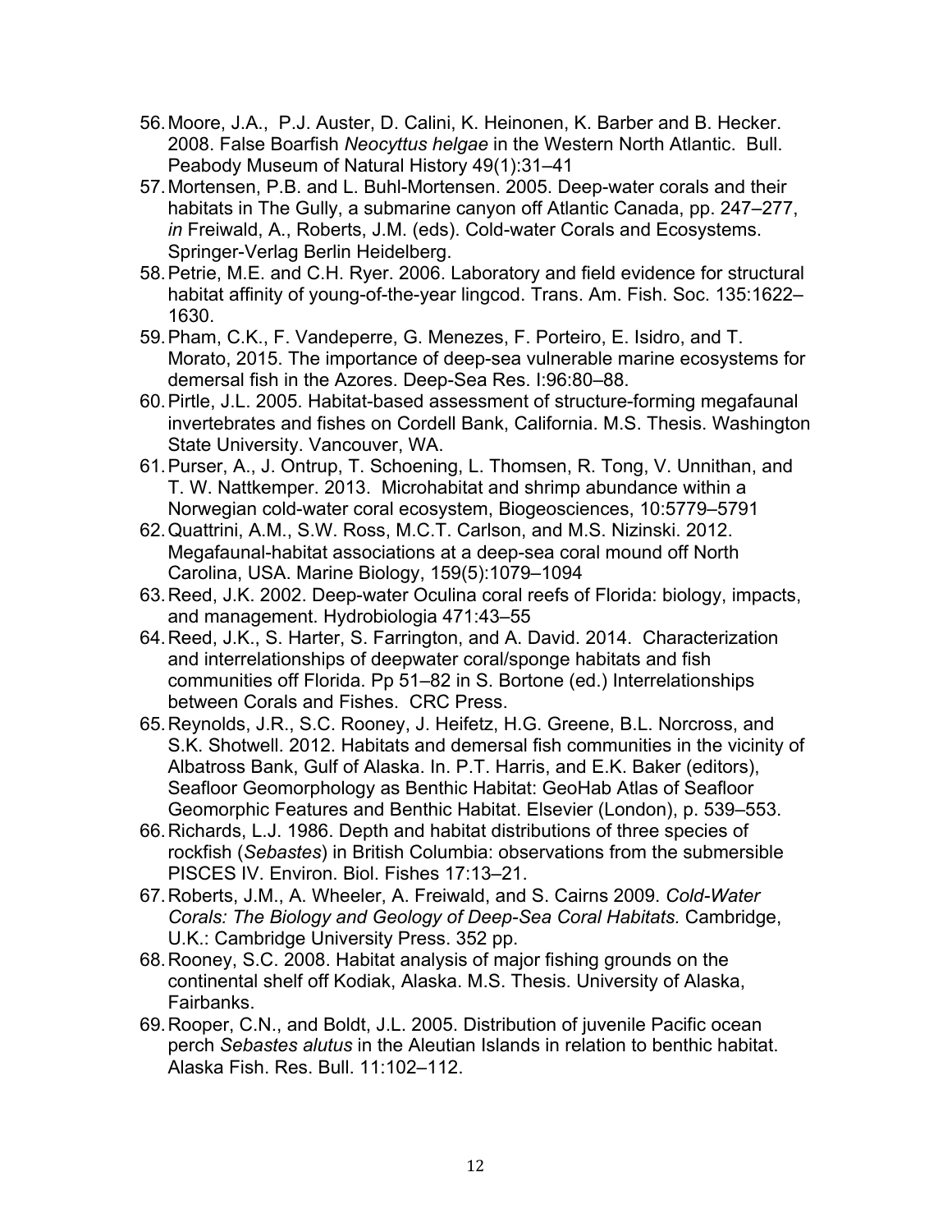56. Moore, J.A., P.J. Auster, D. Calini, K. Heinonen, K. Barber and B. Hecker. 2008. False Boarfish *Neocyttus helgae* in the Western North Atlantic. Bull. Peabody Museum of Natural History 49(1):31–41
57. Mortensen, P.B. and L. Buhl-Mortensen. 2005. Deep-water corals and their habitats in The Gully, a submarine canyon off Atlantic Canada, pp. 247–277, *in* Freiwald, A., Roberts, J.M. (eds). Cold-water Corals and Ecosystems. Springer-Verlag Berlin Heidelberg.
58. Petrie, M.E. and C.H. Ryer. 2006. Laboratory and field evidence for structural habitat affinity of young-of-the-year lingcod. Trans. Am. Fish. Soc. 135:1622–1630.
59. Pham, C.K., F. Vandeperre, G. Menezes, F. Porteiro, E. Isidro, and T. Morato, 2015. The importance of deep-sea vulnerable marine ecosystems for demersal fish in the Azores. Deep-Sea Res. I:96:80–88.
60. Pirtle, J.L. 2005. Habitat-based assessment of structure-forming megafaunal invertebrates and fishes on Cordell Bank, California. M.S. Thesis. Washington State University. Vancouver, WA.
61. Purser, A., J. Ontrup, T. Schoening, L. Thomsen, R. Tong, V. Unnithan, and T. W. Nattkemper. 2013. Microhabitat and shrimp abundance within a Norwegian cold-water coral ecosystem, Biogeosciences, 10:5779–5791
62. Quattrini, A.M., S.W. Ross, M.C.T. Carlson, and M.S. Nizinski. 2012. Megafaunal-habitat associations at a deep-sea coral mound off North Carolina, USA. Marine Biology, 159(5):1079–1094
63. Reed, J.K. 2002. Deep-water Oculina coral reefs of Florida: biology, impacts, and management. Hydrobiologia 471:43–55
64. Reed, J.K., S. Harter, S. Farrington, and A. David. 2014. Characterization and interrelationships of deepwater coral/sponge habitats and fish communities off Florida. Pp 51–82 in S. Bortone (ed.) Interrelationships between Corals and Fishes. CRC Press.
65. Reynolds, J.R., S.C. Rooney, J. Heifetz, H.G. Greene, B.L. Norcross, and S.K. Shotwell. 2012. Habitats and demersal fish communities in the vicinity of Albatross Bank, Gulf of Alaska. In. P.T. Harris, and E.K. Baker (editors), Seafloor Geomorphology as Benthic Habitat: GeoHab Atlas of Seafloor Geomorphic Features and Benthic Habitat. Elsevier (London), p. 539–553.
66. Richards, L.J. 1986. Depth and habitat distributions of three species of rockfish (*Sebastes*) in British Columbia: observations from the submersible PISCES IV. Environ. Biol. Fishes 17:13–21.
67. Roberts, J.M., A. Wheeler, A. Freiwald, and S. Cairns 2009. *Cold-Water Corals: The Biology and Geology of Deep-Sea Coral Habitats.* Cambridge, U.K.: Cambridge University Press. 352 pp.
68. Rooney, S.C. 2008. Habitat analysis of major fishing grounds on the continental shelf off Kodiak, Alaska. M.S. Thesis. University of Alaska, Fairbanks.
69. Rooper, C.N., and Boldt, J.L. 2005. Distribution of juvenile Pacific ocean perch *Sebastes alutus* in the Aleutian Islands in relation to benthic habitat. Alaska Fish. Res. Bull. 11:102–112.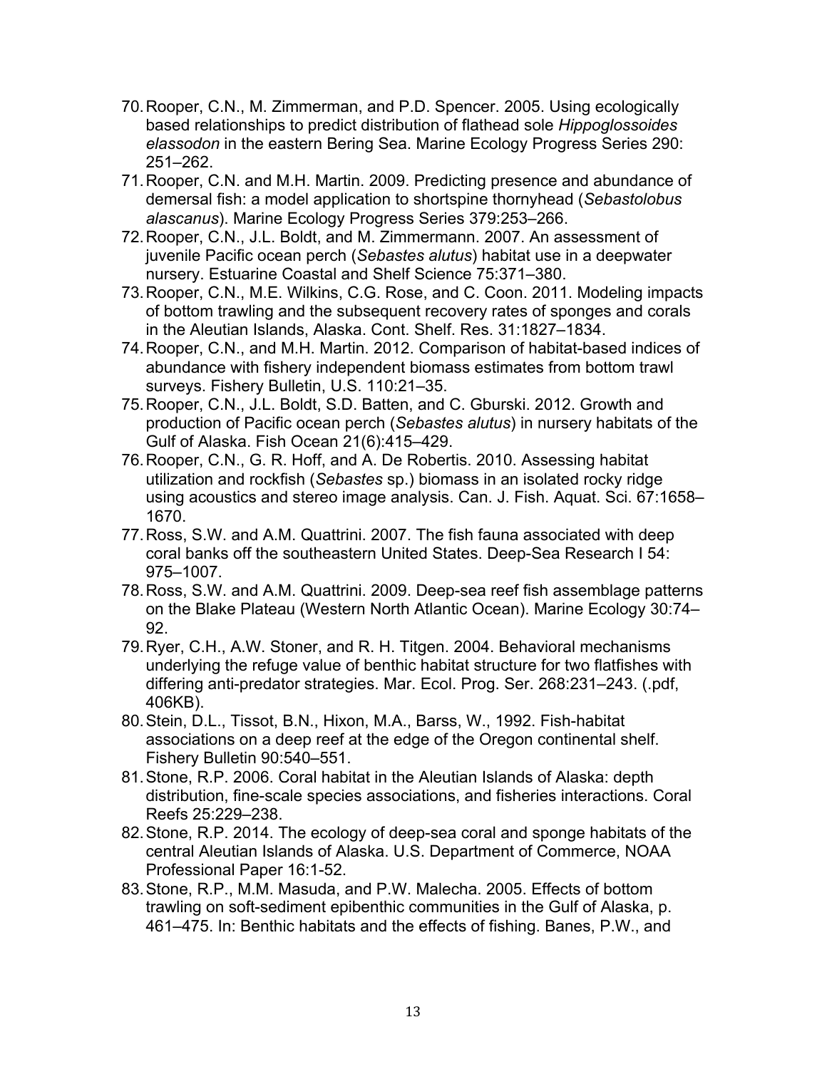70. Rooper, C.N., M. Zimmerman, and P.D. Spencer. 2005. Using ecologically based relationships to predict distribution of flathead sole *Hippoglossoides elassodon* in the eastern Bering Sea. Marine Ecology Progress Series 290: 251–262.
71. Rooper, C.N. and M.H. Martin. 2009. Predicting presence and abundance of demersal fish: a model application to shortspine thornyhead (*Sebastolobus alascanus*). Marine Ecology Progress Series 379:253–266.
72. Rooper, C.N., J.L. Boldt, and M. Zimmermann. 2007. An assessment of juvenile Pacific ocean perch (*Sebastes alutus*) habitat use in a deepwater nursery. Estuarine Coastal and Shelf Science 75:371–380.
73. Rooper, C.N., M.E. Wilkins, C.G. Rose, and C. Coon. 2011. Modeling impacts of bottom trawling and the subsequent recovery rates of sponges and corals in the Aleutian Islands, Alaska. Cont. Shelf. Res. 31:1827–1834.
74. Rooper, C.N., and M.H. Martin. 2012. Comparison of habitat-based indices of abundance with fishery independent biomass estimates from bottom trawl surveys. Fishery Bulletin, U.S. 110:21–35.
75. Rooper, C.N., J.L. Boldt, S.D. Batten, and C. Gburski. 2012. Growth and production of Pacific ocean perch (*Sebastes alutus*) in nursery habitats of the Gulf of Alaska. Fish Ocean 21(6):415–429.
76. Rooper, C.N., G. R. Hoff, and A. De Robertis. 2010. Assessing habitat utilization and rockfish (*Sebastes* sp.) biomass in an isolated rocky ridge using acoustics and stereo image analysis. Can. J. Fish. Aquat. Sci. 67:1658–1670.
77. Ross, S.W. and A.M. Quattrini. 2007. The fish fauna associated with deep coral banks off the southeastern United States. Deep-Sea Research I 54: 975–1007.
78. Ross, S.W. and A.M. Quattrini. 2009. Deep-sea reef fish assemblage patterns on the Blake Plateau (Western North Atlantic Ocean). Marine Ecology 30:74–92.
79. Ryer, C.H., A.W. Stoner, and R. H. Titgen. 2004. Behavioral mechanisms underlying the refuge value of benthic habitat structure for two flatfishes with differing anti-predator strategies. Mar. Ecol. Prog. Ser. 268:231–243. (.pdf, 406KB).
80. Stein, D.L., Tissot, B.N., Hixon, M.A., Barss, W., 1992. Fish-habitat associations on a deep reef at the edge of the Oregon continental shelf. Fishery Bulletin 90:540–551.
81. Stone, R.P. 2006. Coral habitat in the Aleutian Islands of Alaska: depth distribution, fine-scale species associations, and fisheries interactions. Coral Reefs 25:229–238.
82. Stone, R.P. 2014. The ecology of deep-sea coral and sponge habitats of the central Aleutian Islands of Alaska. U.S. Department of Commerce, NOAA Professional Paper 16:1-52.
83. Stone, R.P., M.M. Masuda, and P.W. Malecha. 2005. Effects of bottom trawling on soft-sediment epibenthic communities in the Gulf of Alaska, p. 461–475. In: Benthic habitats and the effects of fishing. Banes, P.W., and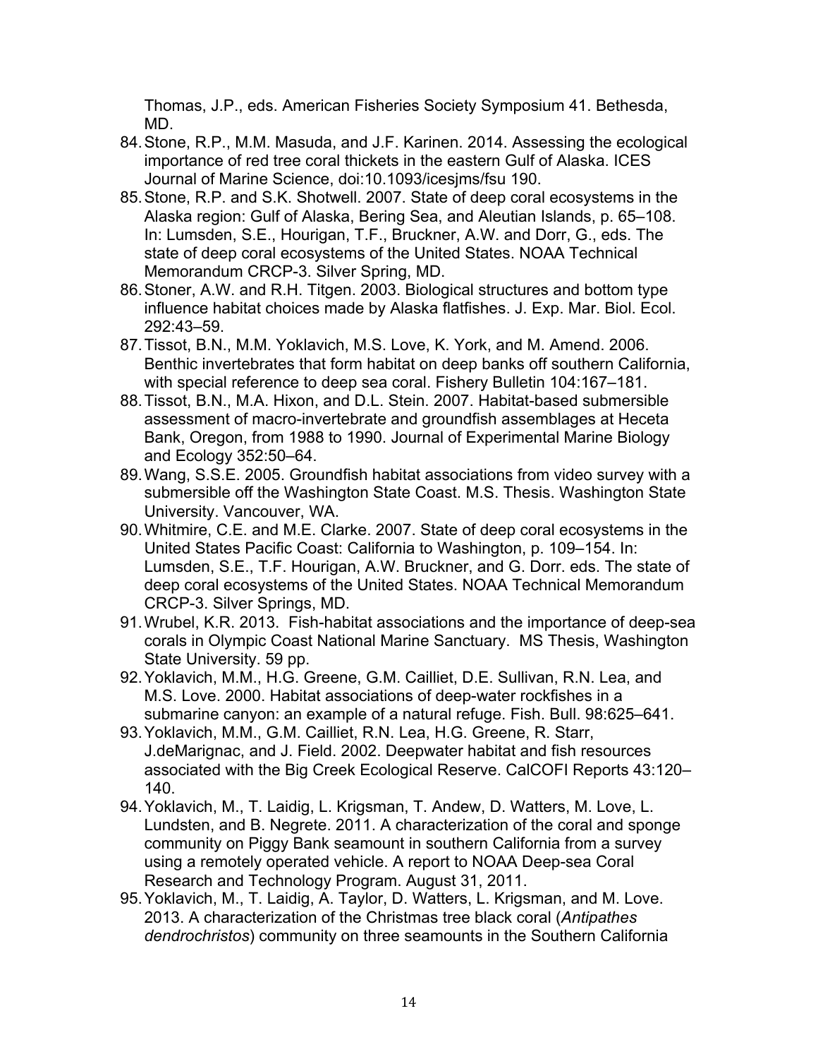Thomas, J.P., eds. American Fisheries Society Symposium 41. Bethesda, MD.

84. Stone, R.P., M.M. Masuda, and J.F. Karinen. 2014. Assessing the ecological importance of red tree coral thickets in the eastern Gulf of Alaska. ICES Journal of Marine Science, doi:10.1093/icesjms/fsu 190.
85. Stone, R.P. and S.K. Shotwell. 2007. State of deep coral ecosystems in the Alaska region: Gulf of Alaska, Bering Sea, and Aleutian Islands, p. 65–108. In: Lumsden, S.E., Hourigan, T.F., Bruckner, A.W. and Dorr, G., eds. The state of deep coral ecosystems of the United States. NOAA Technical Memorandum CRCP-3. Silver Spring, MD.
86. Stoner, A.W. and R.H. Titgen. 2003. Biological structures and bottom type influence habitat choices made by Alaska flatfishes. J. Exp. Mar. Biol. Ecol. 292:43–59.
87. Tissot, B.N., M.M. Yoklavich, M.S. Love, K. York, and M. Amend. 2006. Benthic invertebrates that form habitat on deep banks off southern California, with special reference to deep sea coral. Fishery Bulletin 104:167–181.
88. Tissot, B.N., M.A. Hixon, and D.L. Stein. 2007. Habitat-based submersible assessment of macro-invertebrate and groundfish assemblages at Heceta Bank, Oregon, from 1988 to 1990. Journal of Experimental Marine Biology and Ecology 352:50–64.
89. Wang, S.S.E. 2005. Groundfish habitat associations from video survey with a submersible off the Washington State Coast. M.S. Thesis. Washington State University. Vancouver, WA.
90. Whitmire, C.E. and M.E. Clarke. 2007. State of deep coral ecosystems in the United States Pacific Coast: California to Washington, p. 109–154. In: Lumsden, S.E., T.F. Hourigan, A.W. Bruckner, and G. Dorr. eds. The state of deep coral ecosystems of the United States. NOAA Technical Memorandum CRCP-3. Silver Springs, MD.
91. Wrubel, K.R. 2013. Fish-habitat associations and the importance of deep-sea corals in Olympic Coast National Marine Sanctuary. MS Thesis, Washington State University. 59 pp.
92. Yoklavich, M.M., H.G. Greene, G.M. Cailliet, D.E. Sullivan, R.N. Lea, and M.S. Love. 2000. Habitat associations of deep-water rockfishes in a submarine canyon: an example of a natural refuge. Fish. Bull. 98:625–641.
93. Yoklavich, M.M., G.M. Cailliet, R.N. Lea, H.G. Greene, R. Starr, J.deMarignac, and J. Field. 2002. Deepwater habitat and fish resources associated with the Big Creek Ecological Reserve. CalCOFI Reports 43:120–140.
94. Yoklavich, M., T. Laidig, L. Krigsman, T. Andew, D. Watters, M. Love, L. Lundsten, and B. Negrete. 2011. A characterization of the coral and sponge community on Piggy Bank seamount in southern California from a survey using a remotely operated vehicle. A report to NOAA Deep-sea Coral Research and Technology Program. August 31, 2011.
95. Yoklavich, M., T. Laidig, A. Taylor, D. Watters, L. Krigsman, and M. Love. 2013. A characterization of the Christmas tree black coral (*Antipathes dendrochristos*) community on three seamounts in the Southern California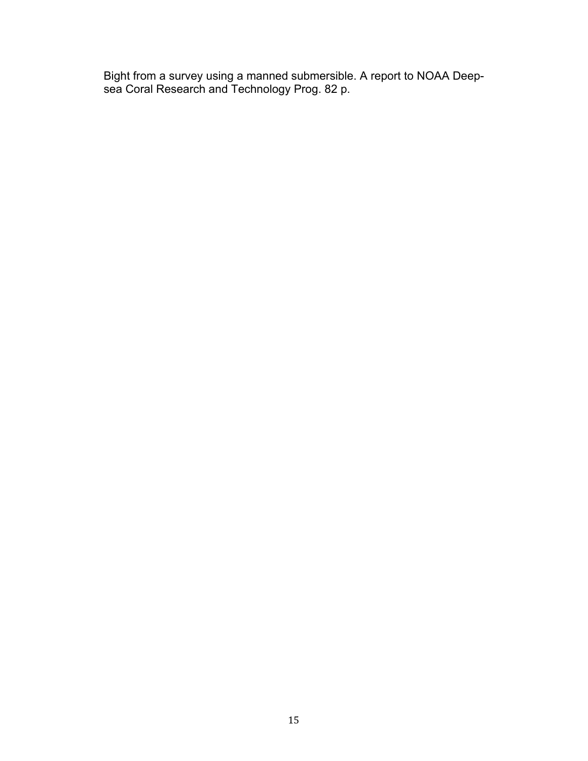Bight from a survey using a manned submersible. A report to NOAA Deep-sea Coral Research and Technology Prog. 82 p.